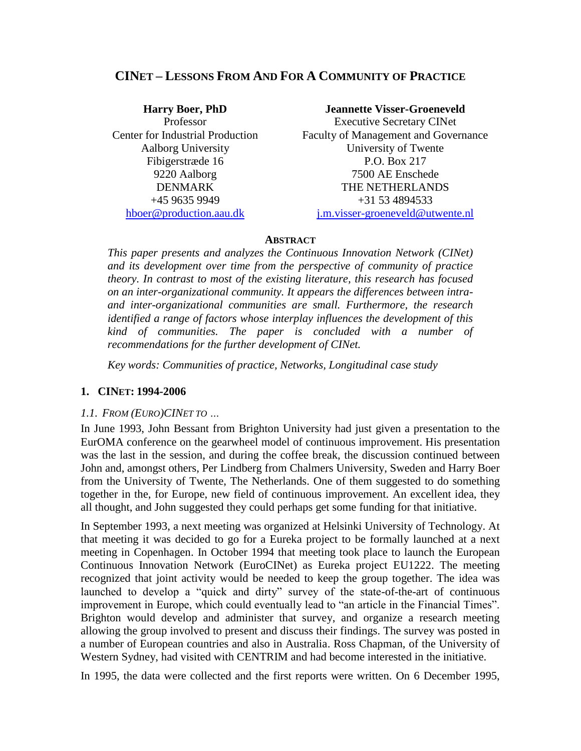# CINet – Lessons From And For A Community of Practice

**Harry Boer, PhD**
Professor
Center for Industrial Production
Aalborg University
Fibigerstræde 16
9220 Aalborg
DENMARK
+45 9635 9949
hboer@production.aau.dk

**Jeannette Visser-Groeneveld**
Executive Secretary CINet
Faculty of Management and Governance
University of Twente
P.O. Box 217
7500 AE Enschede
THE NETHERLANDS
+31 53 4894533
j.m.visser-groeneveld@utwente.nl

**ABSTRACT**

*This paper presents and analyzes the Continuous Innovation Network (CINet) and its development over time from the perspective of community of practice theory. In contrast to most of the existing literature, this research has focused on an inter-organizational community. It appears the differences between intra- and inter-organizational communities are small. Furthermore, the research identified a range of factors whose interplay influences the development of this kind of communities. The paper is concluded with a number of recommendations for the further development of CINet.*

*Key words: Communities of practice, Networks, Longitudinal case study*

## 1. CINet: 1994-2006

### 1.1. From (Euro)CINet to ...

In June 1993, John Bessant from Brighton University had just given a presentation to the EurOMA conference on the gearwheel model of continuous improvement. His presentation was the last in the session, and during the coffee break, the discussion continued between John and, amongst others, Per Lindberg from Chalmers University, Sweden and Harry Boer from the University of Twente, The Netherlands. One of them suggested to do something together in the, for Europe, new field of continuous improvement. An excellent idea, they all thought, and John suggested they could perhaps get some funding for that initiative.

In September 1993, a next meeting was organized at Helsinki University of Technology. At that meeting it was decided to go for a Eureka project to be formally launched at a next meeting in Copenhagen. In October 1994 that meeting took place to launch the European Continuous Innovation Network (EuroCINet) as Eureka project EU1222. The meeting recognized that joint activity would be needed to keep the group together. The idea was launched to develop a "quick and dirty" survey of the state-of-the-art of continuous improvement in Europe, which could eventually lead to "an article in the Financial Times". Brighton would develop and administer that survey, and organize a research meeting allowing the group involved to present and discuss their findings. The survey was posted in a number of European countries and also in Australia. Ross Chapman, of the University of Western Sydney, had visited with CENTRIM and had become interested in the initiative.

In 1995, the data were collected and the first reports were written. On 6 December 1995,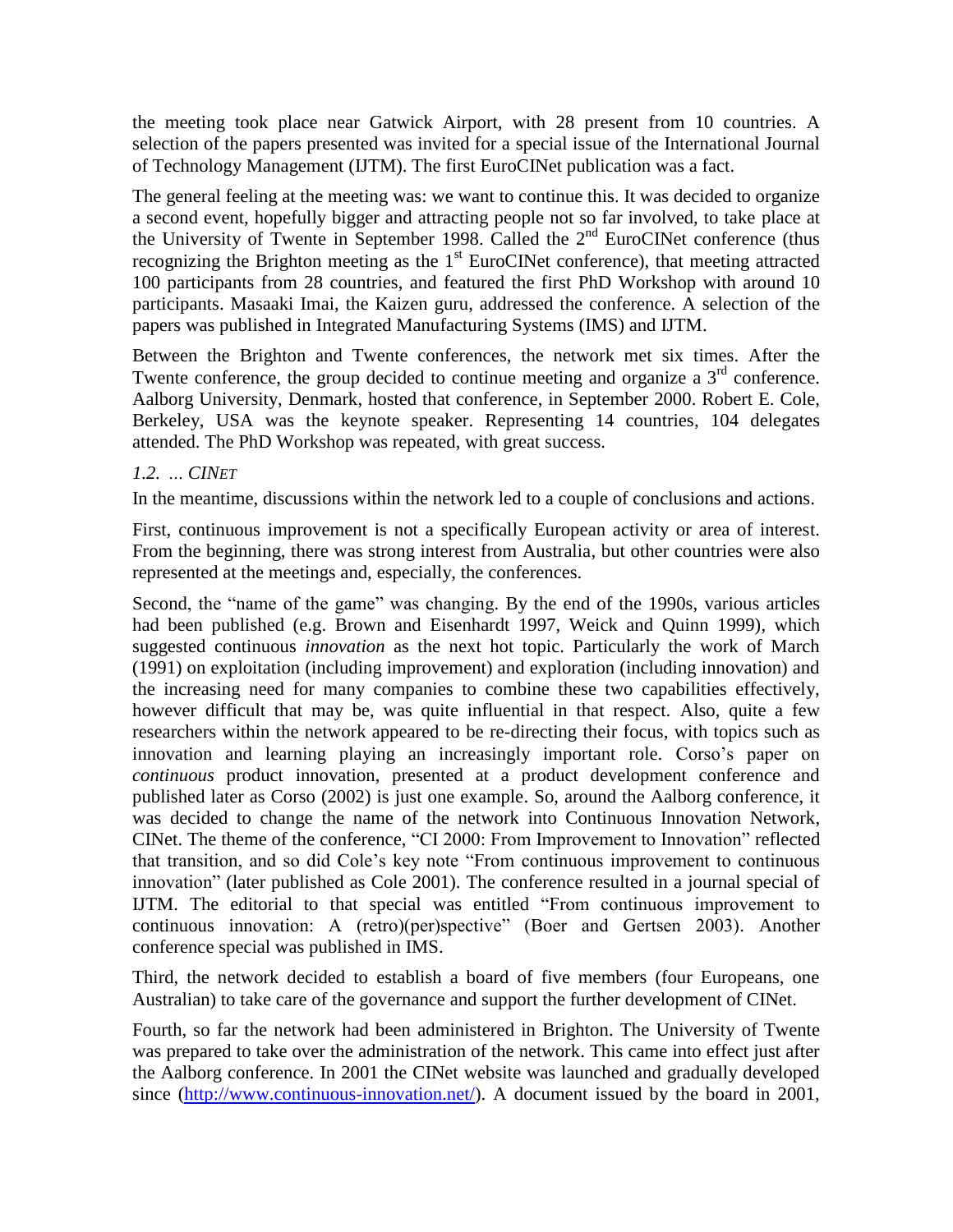the meeting took place near Gatwick Airport, with 28 present from 10 countries. A selection of the papers presented was invited for a special issue of the International Journal of Technology Management (IJTM). The first EuroCINet publication was a fact.

The general feeling at the meeting was: we want to continue this. It was decided to organize a second event, hopefully bigger and attracting people not so far involved, to take place at the University of Twente in September 1998. Called the 2nd EuroCINet conference (thus recognizing the Brighton meeting as the 1st EuroCINet conference), that meeting attracted 100 participants from 28 countries, and featured the first PhD Workshop with around 10 participants. Masaaki Imai, the Kaizen guru, addressed the conference. A selection of the papers was published in Integrated Manufacturing Systems (IMS) and IJTM.

Between the Brighton and Twente conferences, the network met six times. After the Twente conference, the group decided to continue meeting and organize a 3rd conference. Aalborg University, Denmark, hosted that conference, in September 2000. Robert E. Cole, Berkeley, USA was the keynote speaker. Representing 14 countries, 104 delegates attended. The PhD Workshop was repeated, with great success.

### *1.2. … CINet*

In the meantime, discussions within the network led to a couple of conclusions and actions.

First, continuous improvement is not a specifically European activity or area of interest. From the beginning, there was strong interest from Australia, but other countries were also represented at the meetings and, especially, the conferences.

Second, the "name of the game" was changing. By the end of the 1990s, various articles had been published (e.g. Brown and Eisenhardt 1997, Weick and Quinn 1999), which suggested continuous *innovation* as the next hot topic. Particularly the work of March (1991) on exploitation (including improvement) and exploration (including innovation) and the increasing need for many companies to combine these two capabilities effectively, however difficult that may be, was quite influential in that respect. Also, quite a few researchers within the network appeared to be re-directing their focus, with topics such as innovation and learning playing an increasingly important role. Corso's paper on *continuous* product innovation, presented at a product development conference and published later as Corso (2002) is just one example. So, around the Aalborg conference, it was decided to change the name of the network into Continuous Innovation Network, CINet. The theme of the conference, "CI 2000: From Improvement to Innovation" reflected that transition, and so did Cole's key note "From continuous improvement to continuous innovation" (later published as Cole 2001). The conference resulted in a journal special of IJTM. The editorial to that special was entitled "From continuous improvement to continuous innovation: A (retro)(per)spective" (Boer and Gertsen 2003). Another conference special was published in IMS.

Third, the network decided to establish a board of five members (four Europeans, one Australian) to take care of the governance and support the further development of CINet.

Fourth, so far the network had been administered in Brighton. The University of Twente was prepared to take over the administration of the network. This came into effect just after the Aalborg conference. In 2001 the CINet website was launched and gradually developed since (http://www.continuous-innovation.net/). A document issued by the board in 2001,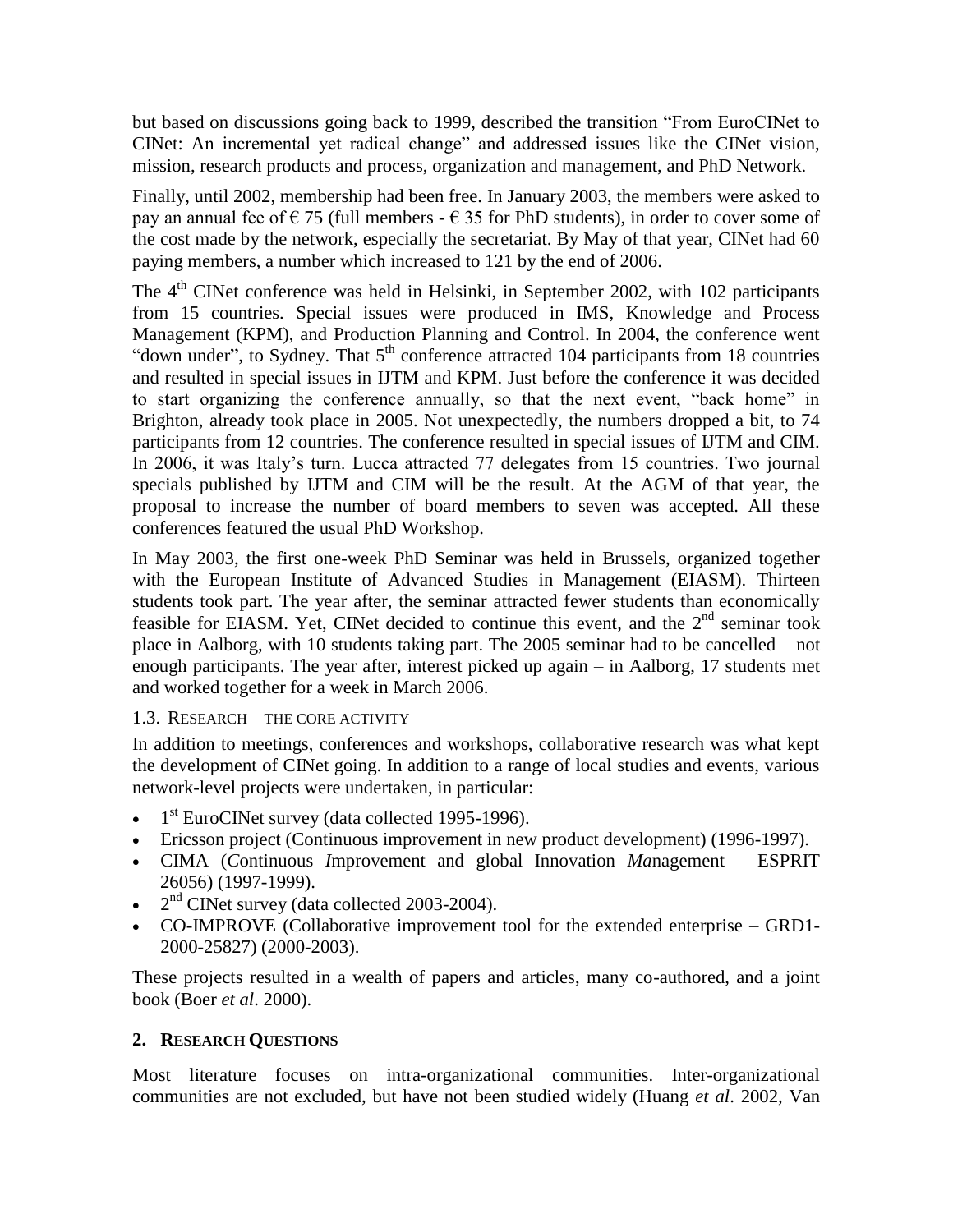but based on discussions going back to 1999, described the transition "From EuroCINet to CINet: An incremental yet radical change" and addressed issues like the CINet vision, mission, research products and process, organization and management, and PhD Network.

Finally, until 2002, membership had been free. In January 2003, the members were asked to pay an annual fee of € 75 (full members - € 35 for PhD students), in order to cover some of the cost made by the network, especially the secretariat. By May of that year, CINet had 60 paying members, a number which increased to 121 by the end of 2006.

The 4th CINet conference was held in Helsinki, in September 2002, with 102 participants from 15 countries. Special issues were produced in IMS, Knowledge and Process Management (KPM), and Production Planning and Control. In 2004, the conference went "down under", to Sydney. That 5th conference attracted 104 participants from 18 countries and resulted in special issues in IJTM and KPM. Just before the conference it was decided to start organizing the conference annually, so that the next event, "back home" in Brighton, already took place in 2005. Not unexpectedly, the numbers dropped a bit, to 74 participants from 12 countries. The conference resulted in special issues of IJTM and CIM. In 2006, it was Italy's turn. Lucca attracted 77 delegates from 15 countries. Two journal specials published by IJTM and CIM will be the result. At the AGM of that year, the proposal to increase the number of board members to seven was accepted. All these conferences featured the usual PhD Workshop.

In May 2003, the first one-week PhD Seminar was held in Brussels, organized together with the European Institute of Advanced Studies in Management (EIASM). Thirteen students took part. The year after, the seminar attracted fewer students than economically feasible for EIASM. Yet, CINet decided to continue this event, and the 2nd seminar took place in Aalborg, with 10 students taking part. The 2005 seminar had to be cancelled – not enough participants. The year after, interest picked up again – in Aalborg, 17 students met and worked together for a week in March 2006.

### 1.3. Research – the core activity

In addition to meetings, conferences and workshops, collaborative research was what kept the development of CINet going. In addition to a range of local studies and events, various network-level projects were undertaken, in particular:

- 1st EuroCINet survey (data collected 1995-1996).
- Ericsson project (Continuous improvement in new product development) (1996-1997).
- CIMA (*C*ontinuous *I*mprovement and global Innovation *Ma*nagement – ESPRIT 26056) (1997-1999).
- 2nd CINet survey (data collected 2003-2004).
- CO-IMPROVE (Collaborative improvement tool for the extended enterprise – GRD1-2000-25827) (2000-2003).

These projects resulted in a wealth of papers and articles, many co-authored, and a joint book (Boer *et al*. 2000).

## 2. Research Questions

Most literature focuses on intra-organizational communities. Inter-organizational communities are not excluded, but have not been studied widely (Huang *et al*. 2002, Van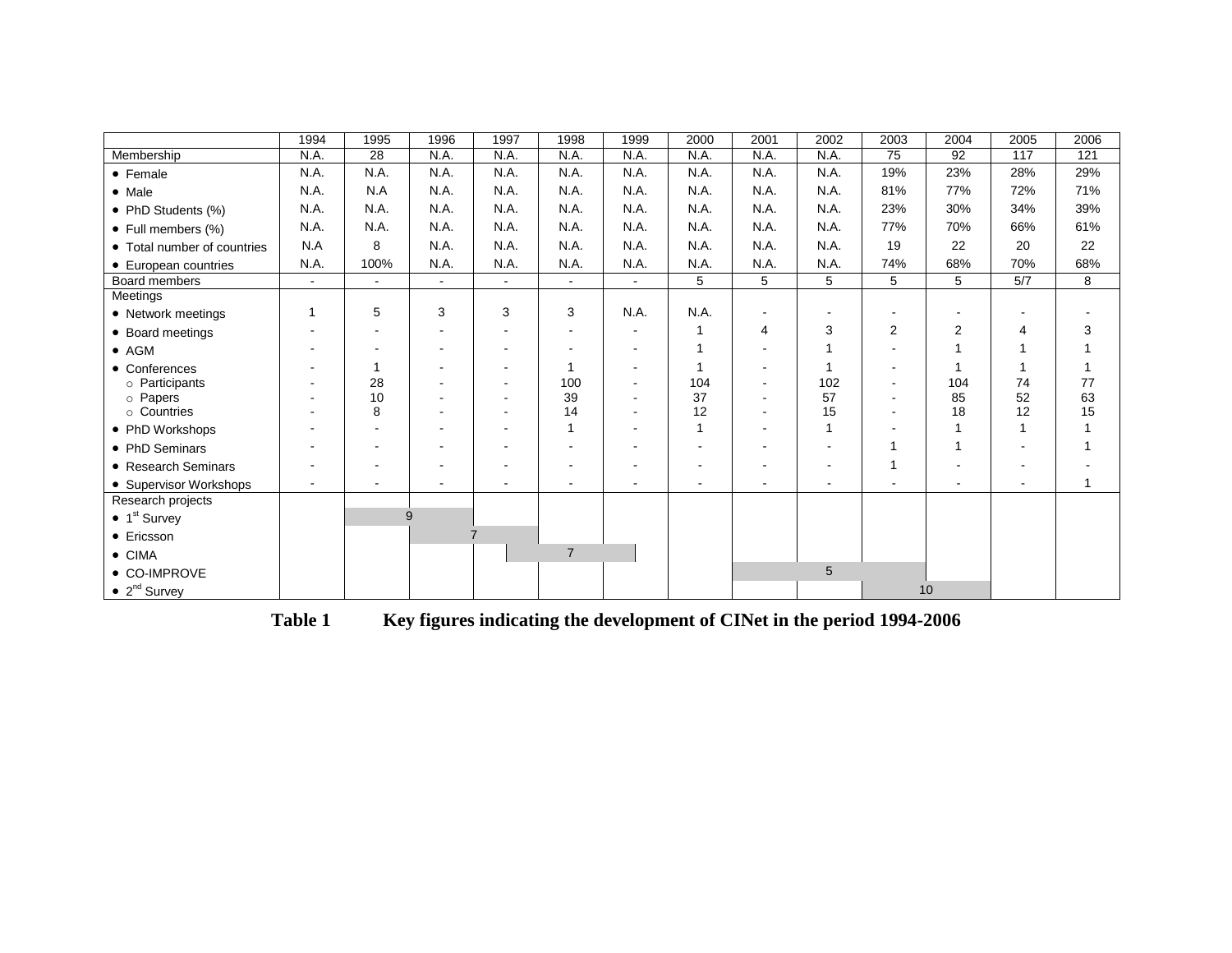| | 1994 | 1995 | 1996 | 1997 | 1998 | 1999 | 2000 | 2001 | 2002 | 2003 | 2004 | 2005 | 2006 |
|---|---|---|---|---|---|---|---|---|---|---|---|---|---|
| Membership | N.A. | 28 | N.A. | N.A. | N.A. | N.A. | N.A. | N.A. | N.A. | 75 | 92 | 117 | 121 |
| • Female | N.A. | N.A. | N.A. | N.A. | N.A. | N.A. | N.A. | N.A. | N.A. | 19% | 23% | 28% | 29% |
| • Male | N.A. | N.A | N.A. | N.A. | N.A. | N.A. | N.A. | N.A. | N.A. | 81% | 77% | 72% | 71% |
| • PhD Students (%) | N.A. | N.A. | N.A. | N.A. | N.A. | N.A. | N.A. | N.A. | N.A. | 23% | 30% | 34% | 39% |
| • Full members (%) | N.A. | N.A. | N.A. | N.A. | N.A. | N.A. | N.A. | N.A. | N.A. | 77% | 70% | 66% | 61% |
| • Total number of countries | N.A | 8 | N.A. | N.A. | N.A. | N.A. | N.A. | N.A. | N.A. | 19 | 22 | 20 | 22 |
| • European countries | N.A. | 100% | N.A. | N.A. | N.A. | N.A. | N.A. | N.A. | N.A. | 74% | 68% | 70% | 68% |
| Board members | - | - | - | - | - | - | 5 | 5 | 5 | 5 | 5 | 5/7 | 8 |
| Meetings | | | | | | | | | | | | | |
| • Network meetings | 1 | 5 | 3 | 3 | 3 | N.A. | N.A. | - | - | - | - | - | - |
| • Board meetings | - | - | - | - | - | - | 1 | 4 | 3 | 2 | 2 | 4 | 3 |
| • AGM | - | - | - | - | - | - | 1 | - | 1 | - | 1 | 1 | 1 |
| • Conferences | - | 1 | - | - | 1 | - | 1 | - | 1 | - | 1 | 1 | 1 |
| ○ Participants | - | 28 | - | - | 100 | - | 104 | - | 102 | - | 104 | 74 | 77 |
| ○ Papers | - | 10 | - | - | 39 | - | 37 | - | 57 | - | 85 | 52 | 63 |
| ○ Countries | - | 8 | - | - | 14 | - | 12 | - | 15 | - | 18 | 12 | 15 |
| • PhD Workshops | - | - | - | - | 1 | - | 1 | - | 1 | - | 1 | 1 | 1 |
| • PhD Seminars | - | - | - | - | - | - | - | - | - | 1 | 1 | - | 1 |
| • Research Seminars | - | - | - | - | - | - | - | - | - | 1 | - | - | - |
| • Supervisor Workshops | - | - | - | - | - | - | - | - | - | - | - | - | 1 |
| Research projects | | | | | | | | | | | | | |
| • 1[st] Survey | | 9 | | | | | | | | | | | |
| • Ericsson | | | 7 | | | | | | | | | | |
| • CIMA | | | | | 7 | | | | | | | | |
| • CO-IMPROVE | | | | | | | | | 5 | | | | |
| • 2[nd] Survey | | | | | | | | | | | 10 | | |

**Table 1 Key figures indicating the development of CINet in the period 1994-2006**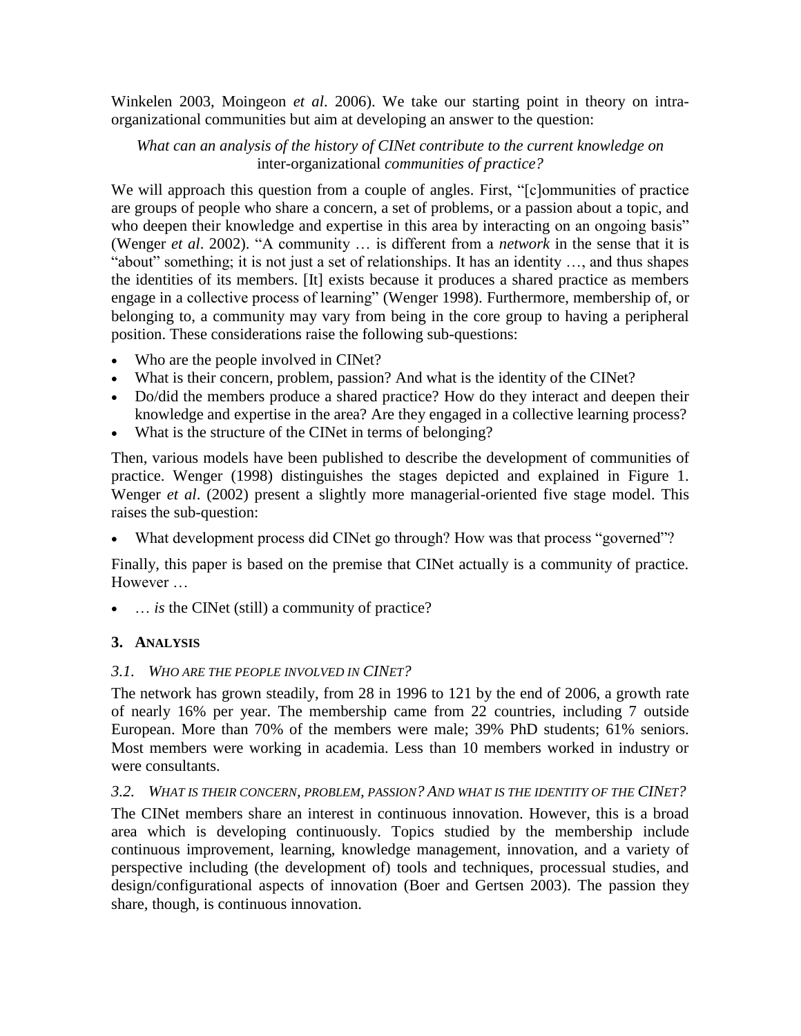Winkelen 2003, Moingeon *et al*. 2006). We take our starting point in theory on intra-organizational communities but aim at developing an answer to the question:

*What can an analysis of the history of CINet contribute to the current knowledge on* inter-organizational *communities of practice?*

We will approach this question from a couple of angles. First, "[c]ommunities of practice are groups of people who share a concern, a set of problems, or a passion about a topic, and who deepen their knowledge and expertise in this area by interacting on an ongoing basis" (Wenger *et al*. 2002). "A community … is different from a *network* in the sense that it is "about" something; it is not just a set of relationships. It has an identity …, and thus shapes the identities of its members. [It] exists because it produces a shared practice as members engage in a collective process of learning" (Wenger 1998). Furthermore, membership of, or belonging to, a community may vary from being in the core group to having a peripheral position. These considerations raise the following sub-questions:

- Who are the people involved in CINet?
- What is their concern, problem, passion? And what is the identity of the CINet?
- Do/did the members produce a shared practice? How do they interact and deepen their knowledge and expertise in the area? Are they engaged in a collective learning process?
- What is the structure of the CINet in terms of belonging?

Then, various models have been published to describe the development of communities of practice. Wenger (1998) distinguishes the stages depicted and explained in Figure 1. Wenger *et al*. (2002) present a slightly more managerial-oriented five stage model. This raises the sub-question:

- What development process did CINet go through? How was that process "governed"?

Finally, this paper is based on the premise that CINet actually is a community of practice. However …

- … *is* the CINet (still) a community of practice?

## 3. Analysis

### 3.1. *Who are the people involved in CINet?*

The network has grown steadily, from 28 in 1996 to 121 by the end of 2006, a growth rate of nearly 16% per year. The membership came from 22 countries, including 7 outside European. More than 70% of the members were male; 39% PhD students; 61% seniors. Most members were working in academia. Less than 10 members worked in industry or were consultants.

### 3.2. *What is their concern, problem, passion? And what is the identity of the CINet?*

The CINet members share an interest in continuous innovation. However, this is a broad area which is developing continuously. Topics studied by the membership include continuous improvement, learning, knowledge management, innovation, and a variety of perspective including (the development of) tools and techniques, processual studies, and design/configurational aspects of innovation (Boer and Gertsen 2003). The passion they share, though, is continuous innovation.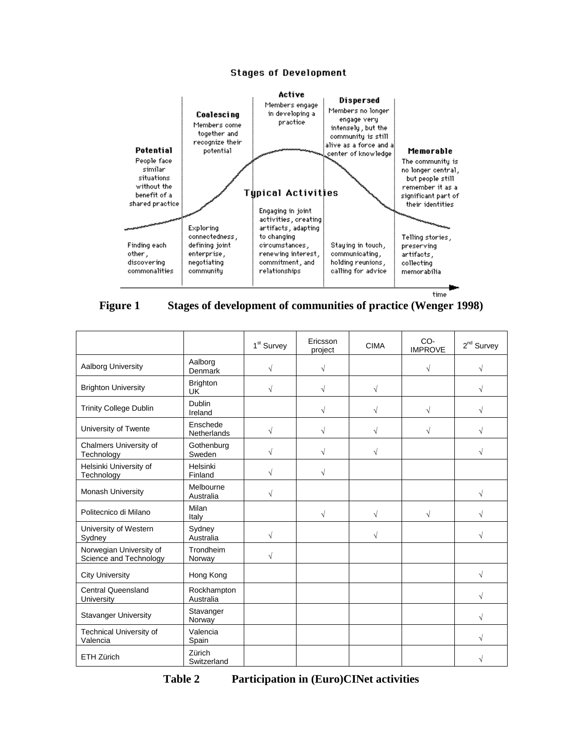**Stages of Development**

| Potential | Coalescing | Active | Dispersed | Memorable |
|---|---|---|---|---|
| People face similar situations without the benefit of a shared practice | Members come together and recognize their potential | Members engage in developing a practice | Members no longer engage very intensely, but the community is still alive as a force and a center of knowledge | The community is no longer central, but people still remember it as a significant part of their identities |

**Typical Activities**

| Potential | Coalescing | Active | Dispersed | Memorable |
|---|---|---|---|---|
| Finding each other, discovering commonalities | Exploring connectedness, defining joint enterprise, negotiating community | Engaging in joint activities, creating artifacts, adapting to changing circumstances, renewing interest, commitment, and relationships | Staying in touch, communicating, holding reunions, calling for advice | Telling stories, preserving artifacts, collecting memorabilia |

time

**Figure 1 Stages of development of communities of practice (Wenger 1998)**

| | | 1st Survey | Ericsson project | CIMA | CO-IMPROVE | 2nd Survey |
|---|---|---|---|---|---|---|
| Aalborg University | Aalborg Denmark | √ | √ | | √ | √ |
| Brighton University | Brighton UK | √ | √ | √ | | √ |
| Trinity College Dublin | Dublin Ireland | | √ | √ | √ | √ |
| University of Twente | Enschede Netherlands | √ | √ | √ | √ | √ |
| Chalmers University of Technology | Gothenburg Sweden | √ | √ | √ | | √ |
| Helsinki University of Technology | Helsinki Finland | √ | √ | | | |
| Monash University | Melbourne Australia | √ | | | | √ |
| Politecnico di Milano | Milan Italy | | √ | √ | √ | √ |
| University of Western Sydney | Sydney Australia | √ | | √ | | √ |
| Norwegian University of Science and Technology | Trondheim Norway | √ | | | | |
| City University | Hong Kong | | | | | √ |
| Central Queensland University | Rockhampton Australia | | | | | √ |
| Stavanger University | Stavanger Norway | | | | | √ |
| Technical University of Valencia | Valencia Spain | | | | | √ |
| ETH Zürich | Zürich Switzerland | | | | | √ |

**Table 2 Participation in (Euro)CINet activities**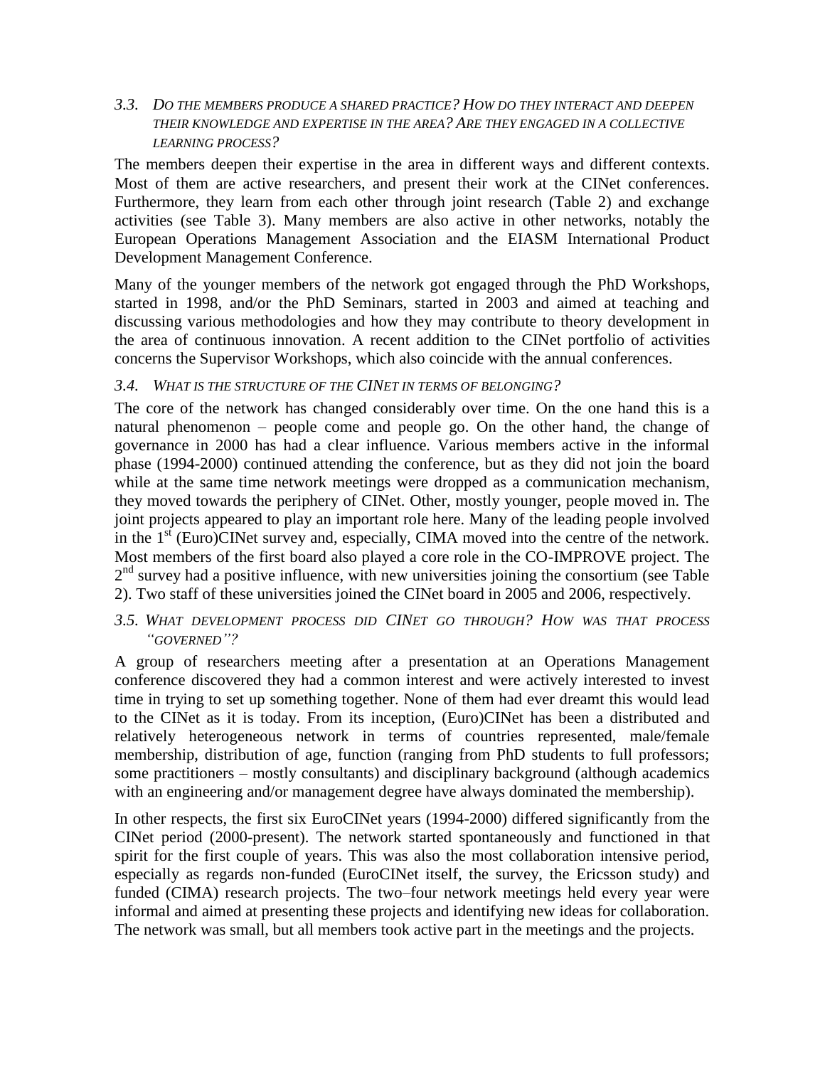### *3.3. Do the members produce a shared practice? How do they interact and deepen their knowledge and expertise in the area? Are they engaged in a collective learning process?*

The members deepen their expertise in the area in different ways and different contexts. Most of them are active researchers, and present their work at the CINet conferences. Furthermore, they learn from each other through joint research (Table 2) and exchange activities (see Table 3). Many members are also active in other networks, notably the European Operations Management Association and the EIASM International Product Development Management Conference.

Many of the younger members of the network got engaged through the PhD Workshops, started in 1998, and/or the PhD Seminars, started in 2003 and aimed at teaching and discussing various methodologies and how they may contribute to theory development in the area of continuous innovation. A recent addition to the CINet portfolio of activities concerns the Supervisor Workshops, which also coincide with the annual conferences.

### *3.4. What is the structure of the CINet in terms of belonging?*

The core of the network has changed considerably over time. On the one hand this is a natural phenomenon – people come and people go. On the other hand, the change of governance in 2000 has had a clear influence. Various members active in the informal phase (1994-2000) continued attending the conference, but as they did not join the board while at the same time network meetings were dropped as a communication mechanism, they moved towards the periphery of CINet. Other, mostly younger, people moved in. The joint projects appeared to play an important role here. Many of the leading people involved in the 1st (Euro)CINet survey and, especially, CIMA moved into the centre of the network. Most members of the first board also played a core role in the CO-IMPROVE project. The 2nd survey had a positive influence, with new universities joining the consortium (see Table 2). Two staff of these universities joined the CINet board in 2005 and 2006, respectively.

### *3.5. What development process did CINet go through? How was that process "governed"?*

A group of researchers meeting after a presentation at an Operations Management conference discovered they had a common interest and were actively interested to invest time in trying to set up something together. None of them had ever dreamt this would lead to the CINet as it is today. From its inception, (Euro)CINet has been a distributed and relatively heterogeneous network in terms of countries represented, male/female membership, distribution of age, function (ranging from PhD students to full professors; some practitioners – mostly consultants) and disciplinary background (although academics with an engineering and/or management degree have always dominated the membership).

In other respects, the first six EuroCINet years (1994-2000) differed significantly from the CINet period (2000-present). The network started spontaneously and functioned in that spirit for the first couple of years. This was also the most collaboration intensive period, especially as regards non-funded (EuroCINet itself, the survey, the Ericsson study) and funded (CIMA) research projects. The two–four network meetings held every year were informal and aimed at presenting these projects and identifying new ideas for collaboration. The network was small, but all members took active part in the meetings and the projects.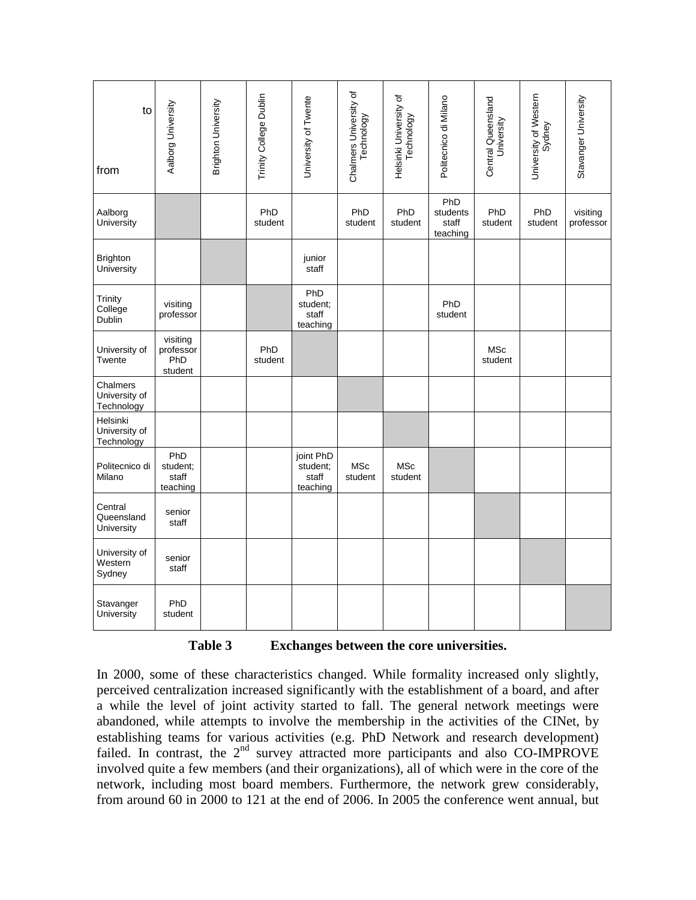| to / from | Aalborg University | Brighton University | Trinity College Dublin | University of Twente | Chalmers University of Technology | Helsinki University of Technology | Politecnico di Milano | Central Queensland University | University of Western Sydney | Stavanger University |
|---|---|---|---|---|---|---|---|---|---|---|
| Aalborg University | | | PhD student | | PhD student | PhD student | PhD students staff teaching | PhD student | PhD student | visiting professor |
| Brighton University | | | | junior staff | | | | | | |
| Trinity College Dublin | visiting professor | | | PhD student; staff teaching | | | PhD student | | | |
| University of Twente | visiting professor PhD student | | PhD student | | | | | MSc student | | |
| Chalmers University of Technology | | | | | | | | | | |
| Helsinki University of Technology | | | | | | | | | | |
| Politecnico di Milano | PhD student; staff teaching | | | joint PhD student; staff teaching | MSc student | MSc student | | | | |
| Central Queensland University | senior staff | | | | | | | | | |
| University of Western Sydney | senior staff | | | | | | | | | |
| Stavanger University | PhD student | | | | | | | | | |

**Table 3 Exchanges between the core universities.**

In 2000, some of these characteristics changed. While formality increased only slightly, perceived centralization increased significantly with the establishment of a board, and after a while the level of joint activity started to fall. The general network meetings were abandoned, while attempts to involve the membership in the activities of the CINet, by establishing teams for various activities (e.g. PhD Network and research development) failed. In contrast, the 2nd survey attracted more participants and also CO-IMPROVE involved quite a few members (and their organizations), all of which were in the core of the network, including most board members. Furthermore, the network grew considerably, from around 60 in 2000 to 121 at the end of 2006. In 2005 the conference went annual, but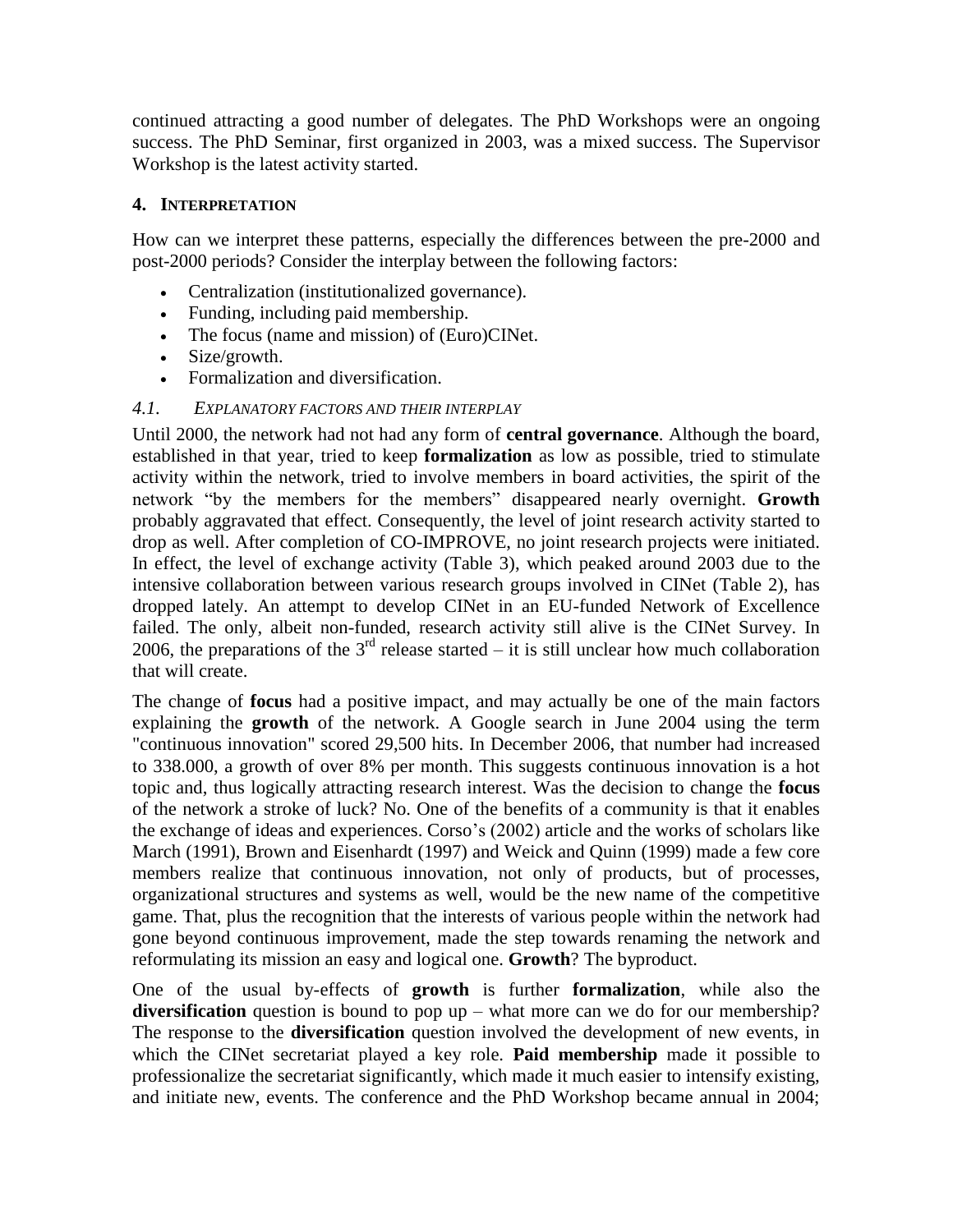continued attracting a good number of delegates. The PhD Workshops were an ongoing success. The PhD Seminar, first organized in 2003, was a mixed success. The Supervisor Workshop is the latest activity started.

## 4. INTERPRETATION

How can we interpret these patterns, especially the differences between the pre-2000 and post-2000 periods? Consider the interplay between the following factors:

- Centralization (institutionalized governance).
- Funding, including paid membership.
- The focus (name and mission) of (Euro)CINet.
- Size/growth.
- Formalization and diversification.

### *4.1. EXPLANATORY FACTORS AND THEIR INTERPLAY*

Until 2000, the network had not had any form of **central governance**. Although the board, established in that year, tried to keep **formalization** as low as possible, tried to stimulate activity within the network, tried to involve members in board activities, the spirit of the network "by the members for the members" disappeared nearly overnight. **Growth** probably aggravated that effect. Consequently, the level of joint research activity started to drop as well. After completion of CO-IMPROVE, no joint research projects were initiated. In effect, the level of exchange activity (Table 3), which peaked around 2003 due to the intensive collaboration between various research groups involved in CINet (Table 2), has dropped lately. An attempt to develop CINet in an EU-funded Network of Excellence failed. The only, albeit non-funded, research activity still alive is the CINet Survey. In 2006, the preparations of the 3rd release started – it is still unclear how much collaboration that will create.

The change of **focus** had a positive impact, and may actually be one of the main factors explaining the **growth** of the network. A Google search in June 2004 using the term "continuous innovation" scored 29,500 hits. In December 2006, that number had increased to 338.000, a growth of over 8% per month. This suggests continuous innovation is a hot topic and, thus logically attracting research interest. Was the decision to change the **focus** of the network a stroke of luck? No. One of the benefits of a community is that it enables the exchange of ideas and experiences. Corso's (2002) article and the works of scholars like March (1991), Brown and Eisenhardt (1997) and Weick and Quinn (1999) made a few core members realize that continuous innovation, not only of products, but of processes, organizational structures and systems as well, would be the new name of the competitive game. That, plus the recognition that the interests of various people within the network had gone beyond continuous improvement, made the step towards renaming the network and reformulating its mission an easy and logical one. **Growth**? The byproduct.

One of the usual by-effects of **growth** is further **formalization**, while also the **diversification** question is bound to pop up – what more can we do for our membership? The response to the **diversification** question involved the development of new events, in which the CINet secretariat played a key role. **Paid membership** made it possible to professionalize the secretariat significantly, which made it much easier to intensify existing, and initiate new, events. The conference and the PhD Workshop became annual in 2004;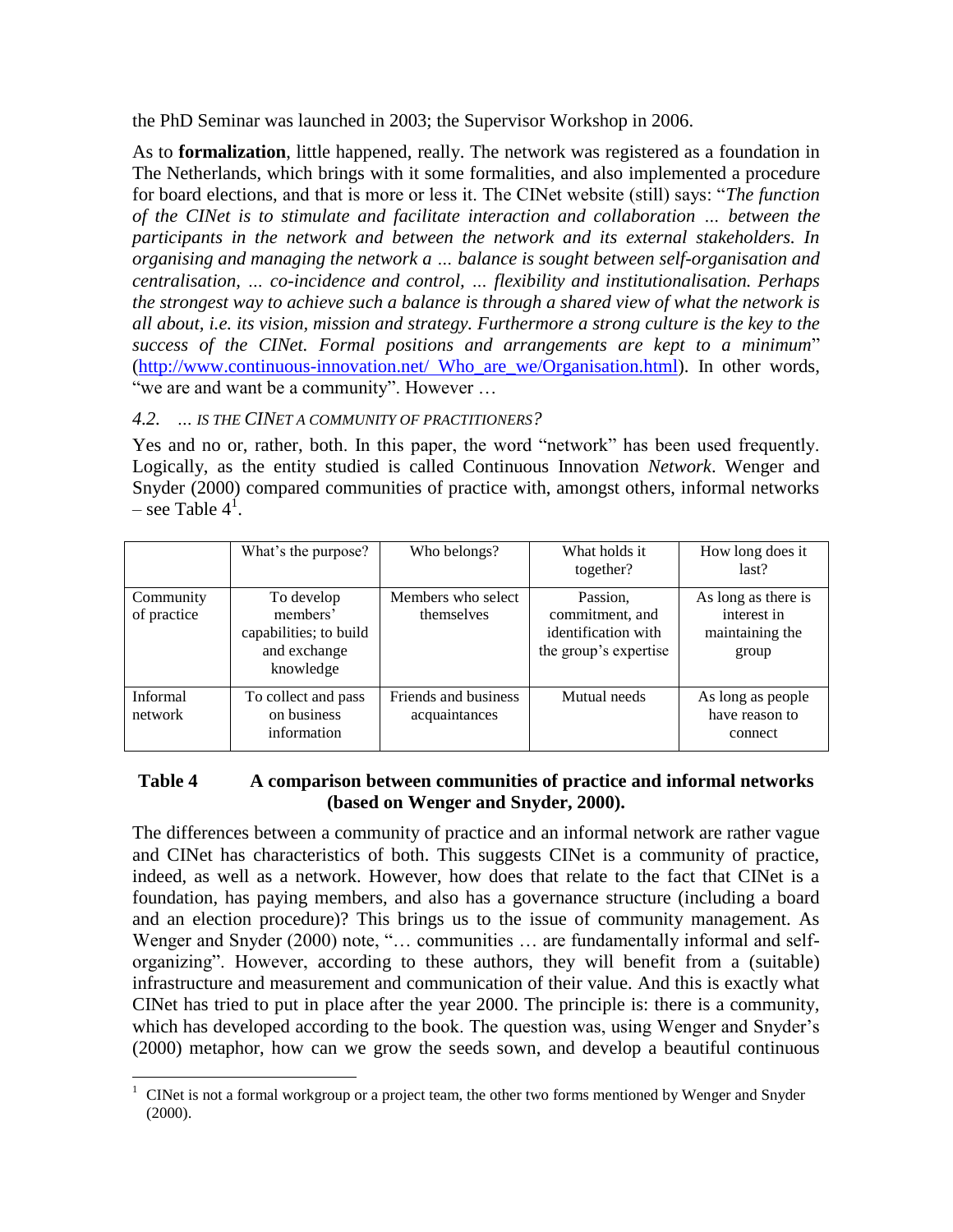the PhD Seminar was launched in 2003; the Supervisor Workshop in 2006.

As to **formalization**, little happened, really. The network was registered as a foundation in The Netherlands, which brings with it some formalities, and also implemented a procedure for board elections, and that is more or less it. The CINet website (still) says: "*The function of the CINet is to stimulate and facilitate interaction and collaboration … between the participants in the network and between the network and its external stakeholders. In organising and managing the network a … balance is sought between self-organisation and centralisation, … co-incidence and control, … flexibility and institutionalisation. Perhaps the strongest way to achieve such a balance is through a shared view of what the network is all about, i.e. its vision, mission and strategy. Furthermore a strong culture is the key to the success of the CINet. Formal positions and arrangements are kept to a minimum*" (http://www.continuous-innovation.net/ Who_are_we/Organisation.html). In other words, "we are and want be a community". However …

### *4.2. … IS THE CINET A COMMUNITY OF PRACTITIONERS?*

Yes and no or, rather, both. In this paper, the word "network" has been used frequently. Logically, as the entity studied is called Continuous Innovation *Network*. Wenger and Snyder (2000) compared communities of practice with, amongst others, informal networks – see Table 4[1].

| | What's the purpose? | Who belongs? | What holds it together? | How long does it last? |
|---|---|---|---|---|
| Community of practice | To develop members' capabilities; to build and exchange knowledge | Members who select themselves | Passion, commitment, and identification with the group's expertise | As long as there is interest in maintaining the group |
| Informal network | To collect and pass on business information | Friends and business acquaintances | Mutual needs | As long as people have reason to connect |

**Table 4 A comparison between communities of practice and informal networks (based on Wenger and Snyder, 2000).**

The differences between a community of practice and an informal network are rather vague and CINet has characteristics of both. This suggests CINet is a community of practice, indeed, as well as a network. However, how does that relate to the fact that CINet is a foundation, has paying members, and also has a governance structure (including a board and an election procedure)? This brings us to the issue of community management. As Wenger and Snyder (2000) note, "… communities … are fundamentally informal and self-organizing". However, according to these authors, they will benefit from a (suitable) infrastructure and measurement and communication of their value. And this is exactly what CINet has tried to put in place after the year 2000. The principle is: there is a community, which has developed according to the book. The question was, using Wenger and Snyder's (2000) metaphor, how can we grow the seeds sown, and develop a beautiful continuous

[1] CINet is not a formal workgroup or a project team, the other two forms mentioned by Wenger and Snyder (2000).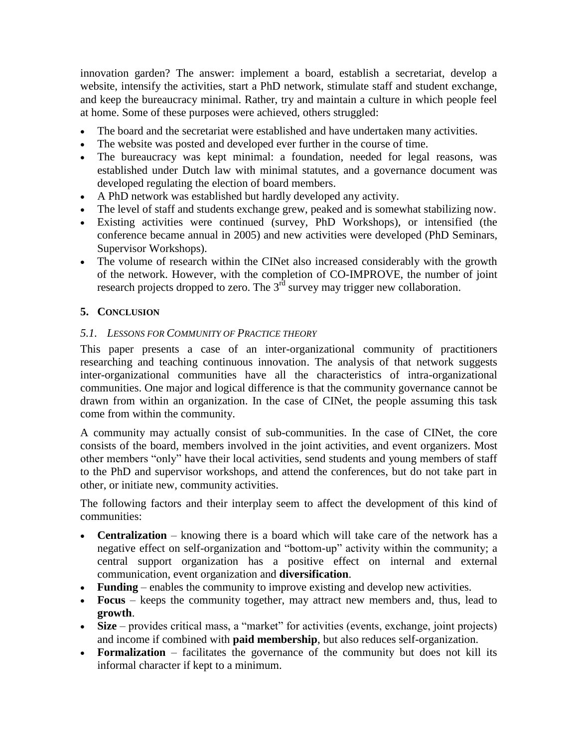innovation garden? The answer: implement a board, establish a secretariat, develop a website, intensify the activities, start a PhD network, stimulate staff and student exchange, and keep the bureaucracy minimal. Rather, try and maintain a culture in which people feel at home. Some of these purposes were achieved, others struggled:

- The board and the secretariat were established and have undertaken many activities.
- The website was posted and developed ever further in the course of time.
- The bureaucracy was kept minimal: a foundation, needed for legal reasons, was established under Dutch law with minimal statutes, and a governance document was developed regulating the election of board members.
- A PhD network was established but hardly developed any activity.
- The level of staff and students exchange grew, peaked and is somewhat stabilizing now.
- Existing activities were continued (survey, PhD Workshops), or intensified (the conference became annual in 2005) and new activities were developed (PhD Seminars, Supervisor Workshops).
- The volume of research within the CINet also increased considerably with the growth of the network. However, with the completion of CO-IMPROVE, the number of joint research projects dropped to zero. The 3rd survey may trigger new collaboration.

## 5. Conclusion

### *5.1. Lessons for Community of Practice theory*

This paper presents a case of an inter-organizational community of practitioners researching and teaching continuous innovation. The analysis of that network suggests inter-organizational communities have all the characteristics of intra-organizational communities. One major and logical difference is that the community governance cannot be drawn from within an organization. In the case of CINet, the people assuming this task come from within the community.

A community may actually consist of sub-communities. In the case of CINet, the core consists of the board, members involved in the joint activities, and event organizers. Most other members "only" have their local activities, send students and young members of staff to the PhD and supervisor workshops, and attend the conferences, but do not take part in other, or initiate new, community activities.

The following factors and their interplay seem to affect the development of this kind of communities:

- **Centralization** – knowing there is a board which will take care of the network has a negative effect on self-organization and "bottom-up" activity within the community; a central support organization has a positive effect on internal and external communication, event organization and **diversification**.
- **Funding** – enables the community to improve existing and develop new activities.
- **Focus** – keeps the community together, may attract new members and, thus, lead to **growth**.
- **Size** – provides critical mass, a "market" for activities (events, exchange, joint projects) and income if combined with **paid membership**, but also reduces self-organization.
- **Formalization** – facilitates the governance of the community but does not kill its informal character if kept to a minimum.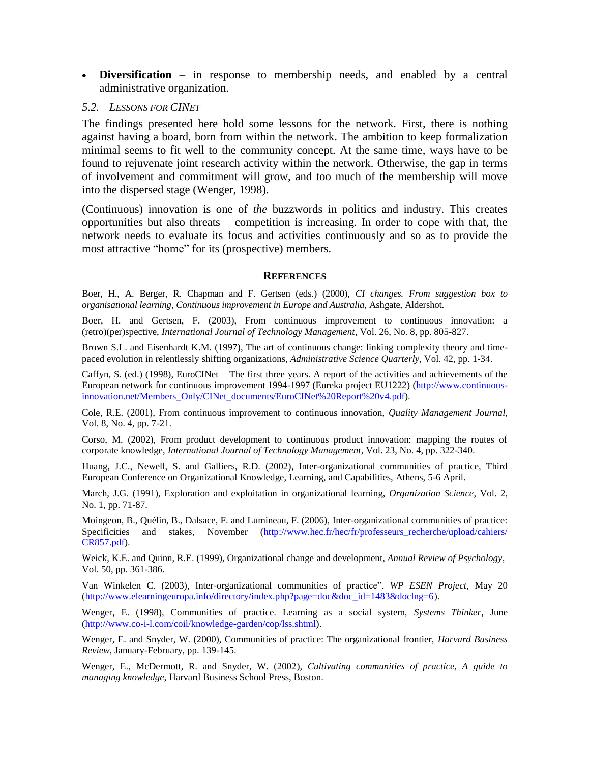- **Diversification** – in response to membership needs, and enabled by a central administrative organization.

### 5.2. *Lessons for CINet*

The findings presented here hold some lessons for the network. First, there is nothing against having a board, born from within the network. The ambition to keep formalization minimal seems to fit well to the community concept. At the same time, ways have to be found to rejuvenate joint research activity within the network. Otherwise, the gap in terms of involvement and commitment will grow, and too much of the membership will move into the dispersed stage (Wenger, 1998).

(Continuous) innovation is one of *the* buzzwords in politics and industry. This creates opportunities but also threats – competition is increasing. In order to cope with that, the network needs to evaluate its focus and activities continuously and so as to provide the most attractive "home" for its (prospective) members.

## References

Boer, H., A. Berger, R. Chapman and F. Gertsen (eds.) (2000), *CI changes. From suggestion box to organisational learning, Continuous improvement in Europe and Australia*, Ashgate, Aldershot.

Boer, H. and Gertsen, F. (2003), From continuous improvement to continuous innovation: a (retro)(per)spective, *International Journal of Technology Management*, Vol. 26, No. 8, pp. 805-827.

Brown S.L. and Eisenhardt K.M. (1997), The art of continuous change: linking complexity theory and time-paced evolution in relentlessly shifting organizations, *Administrative Science Quarterly*, Vol. 42, pp. 1-34.

Caffyn, S. (ed.) (1998), EuroCINet – The first three years. A report of the activities and achievements of the European network for continuous improvement 1994-1997 (Eureka project EU1222) (http://www.continuous-innovation.net/Members_Only/CINet_documents/EuroCINet%20Report%20v4.pdf).

Cole, R.E. (2001), From continuous improvement to continuous innovation, *Quality Management Journal*, Vol. 8, No. 4, pp. 7-21.

Corso, M. (2002), From product development to continuous product innovation: mapping the routes of corporate knowledge, *International Journal of Technology Management*, Vol. 23, No. 4, pp. 322-340.

Huang, J.C., Newell, S. and Galliers, R.D. (2002), Inter-organizational communities of practice, Third European Conference on Organizational Knowledge, Learning, and Capabilities, Athens, 5-6 April.

March, J.G. (1991), Exploration and exploitation in organizational learning, *Organization Science*, Vol. 2, No. 1, pp. 71-87.

Moingeon, B., Quélin, B., Dalsace, F. and Lumineau, F. (2006), Inter-organizational communities of practice: Specificities and stakes, November (http://www.hec.fr/hec/fr/professeurs_recherche/upload/cahiers/CR857.pdf).

Weick, K.E. and Quinn, R.E. (1999), Organizational change and development, *Annual Review of Psychology*, Vol. 50, pp. 361-386.

Van Winkelen C. (2003), Inter-organizational communities of practice", *WP ESEN Project*, May 20 (http://www.elearningeuropa.info/directory/index.php?page=doc&doc_id=1483&doclng=6).

Wenger, E. (1998), Communities of practice. Learning as a social system, *Systems Thinker*, June (http://www.co-i-l.com/coil/knowledge-garden/cop/lss.shtml).

Wenger, E. and Snyder, W. (2000), Communities of practice: The organizational frontier, *Harvard Business Review*, January-February, pp. 139-145.

Wenger, E., McDermott, R. and Snyder, W. (2002), *Cultivating communities of practice, A guide to managing knowledge*, Harvard Business School Press, Boston.